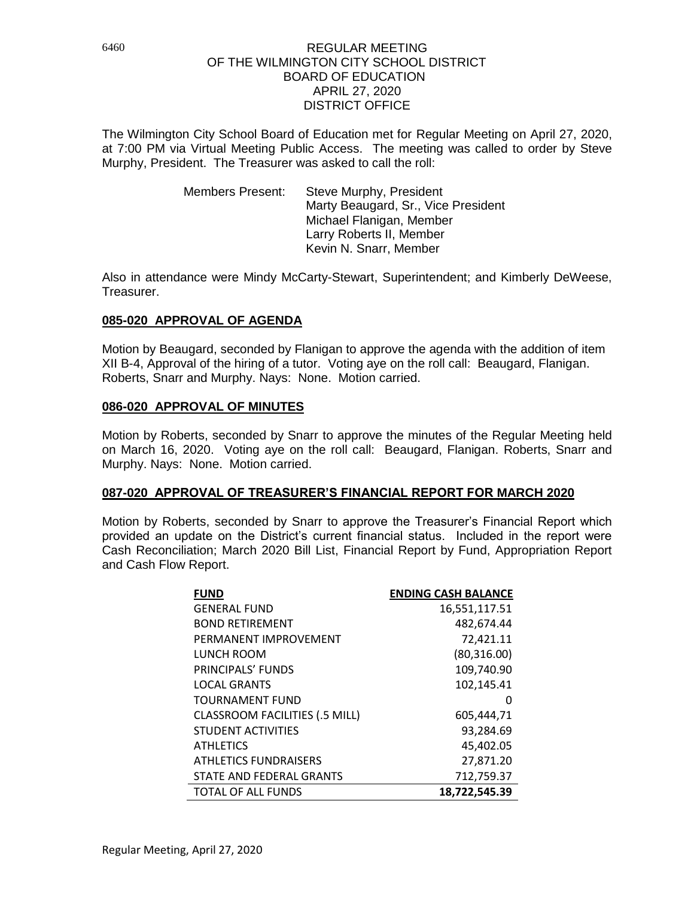# REGULAR MEETING
# OF THE WILMINGTON CITY SCHOOL DISTRICT
# BOARD OF EDUCATION
# APRIL 27, 2020
# DISTRICT OFFICE

The Wilmington City School Board of Education met for Regular Meeting on April 27, 2020, at 7:00 PM via Virtual Meeting Public Access. The meeting was called to order by Steve Murphy, President. The Treasurer was asked to call the roll:

Members Present:
- Steve Murphy, President
- Marty Beaugard, Sr., Vice President
- Michael Flanigan, Member
- Larry Roberts II, Member
- Kevin N. Snarr, Member

Also in attendance were Mindy McCarty-Stewart, Superintendent; and Kimberly DeWeese, Treasurer.

## 085-020 APPROVAL OF AGENDA

Motion by Beaugard, seconded by Flanigan to approve the agenda with the addition of item XII B-4, Approval of the hiring of a tutor. Voting aye on the roll call: Beaugard, Flanigan. Roberts, Snarr and Murphy. Nays: None. Motion carried.

## 086-020 APPROVAL OF MINUTES

Motion by Roberts, seconded by Snarr to approve the minutes of the Regular Meeting held on March 16, 2020. Voting aye on the roll call: Beaugard, Flanigan. Roberts, Snarr and Murphy. Nays: None. Motion carried.

## 087-020 APPROVAL OF TREASURER'S FINANCIAL REPORT FOR MARCH 2020

Motion by Roberts, seconded by Snarr to approve the Treasurer's Financial Report which provided an update on the District's current financial status. Included in the report were Cash Reconciliation; March 2020 Bill List, Financial Report by Fund, Appropriation Report and Cash Flow Report.

| FUND | ENDING CASH BALANCE |
|---|---:|
| GENERAL FUND | 16,551,117.51 |
| BOND RETIREMENT | 482,674.44 |
| PERMANENT IMPROVEMENT | 72,421.11 |
| LUNCH ROOM | (80,316.00) |
| PRINCIPALS' FUNDS | 109,740.90 |
| LOCAL GRANTS | 102,145.41 |
| TOURNAMENT FUND | 0 |
| CLASSROOM FACILITIES (.5 MILL) | 605,444,71 |
| STUDENT ACTIVITIES | 93,284.69 |
| ATHLETICS | 45,402.05 |
| ATHLETICS FUNDRAISERS | 27,871.20 |
| STATE AND FEDERAL GRANTS | 712,759.37 |
| TOTAL OF ALL FUNDS | **18,722,545.39** |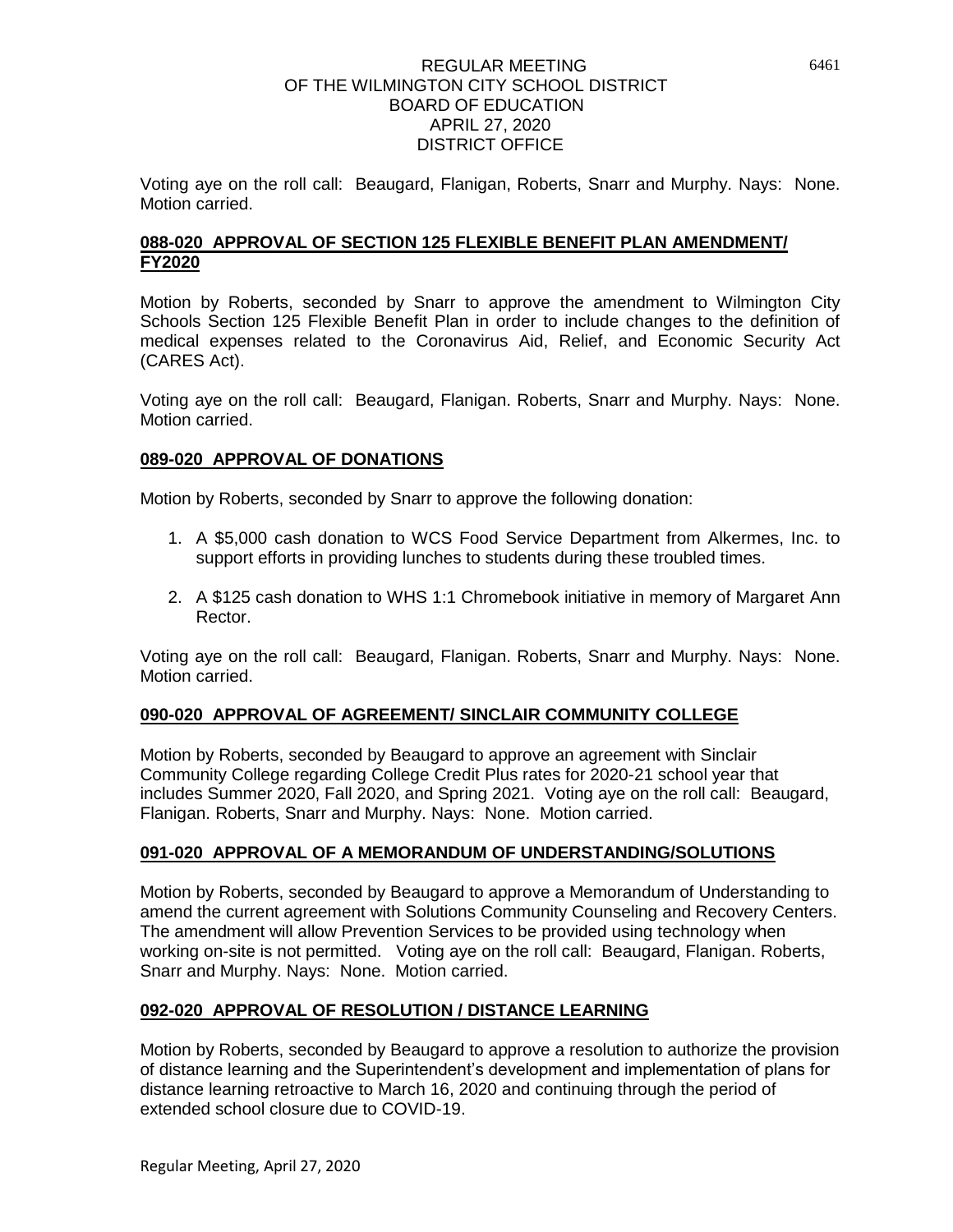Voting aye on the roll call: Beaugard, Flanigan, Roberts, Snarr and Murphy. Nays: None. Motion carried.

**088-020 APPROVAL OF SECTION 125 FLEXIBLE BENEFIT PLAN AMENDMENT/ FY2020**

Motion by Roberts, seconded by Snarr to approve the amendment to Wilmington City Schools Section 125 Flexible Benefit Plan in order to include changes to the definition of medical expenses related to the Coronavirus Aid, Relief, and Economic Security Act (CARES Act).

Voting aye on the roll call: Beaugard, Flanigan. Roberts, Snarr and Murphy. Nays: None. Motion carried.

**089-020 APPROVAL OF DONATIONS**

Motion by Roberts, seconded by Snarr to approve the following donation:

1. A $5,000 cash donation to WCS Food Service Department from Alkermes, Inc. to support efforts in providing lunches to students during these troubled times.
2. A $125 cash donation to WHS 1:1 Chromebook initiative in memory of Margaret Ann Rector.

Voting aye on the roll call: Beaugard, Flanigan. Roberts, Snarr and Murphy. Nays: None. Motion carried.

**090-020 APPROVAL OF AGREEMENT/ SINCLAIR COMMUNITY COLLEGE**

Motion by Roberts, seconded by Beaugard to approve an agreement with Sinclair Community College regarding College Credit Plus rates for 2020-21 school year that includes Summer 2020, Fall 2020, and Spring 2021. Voting aye on the roll call: Beaugard, Flanigan. Roberts, Snarr and Murphy. Nays: None. Motion carried.

**091-020 APPROVAL OF A MEMORANDUM OF UNDERSTANDING/SOLUTIONS**

Motion by Roberts, seconded by Beaugard to approve a Memorandum of Understanding to amend the current agreement with Solutions Community Counseling and Recovery Centers. The amendment will allow Prevention Services to be provided using technology when working on-site is not permitted. Voting aye on the roll call: Beaugard, Flanigan. Roberts, Snarr and Murphy. Nays: None. Motion carried.

**092-020 APPROVAL OF RESOLUTION / DISTANCE LEARNING**

Motion by Roberts, seconded by Beaugard to approve a resolution to authorize the provision of distance learning and the Superintendent's development and implementation of plans for distance learning retroactive to March 16, 2020 and continuing through the period of extended school closure due to COVID-19.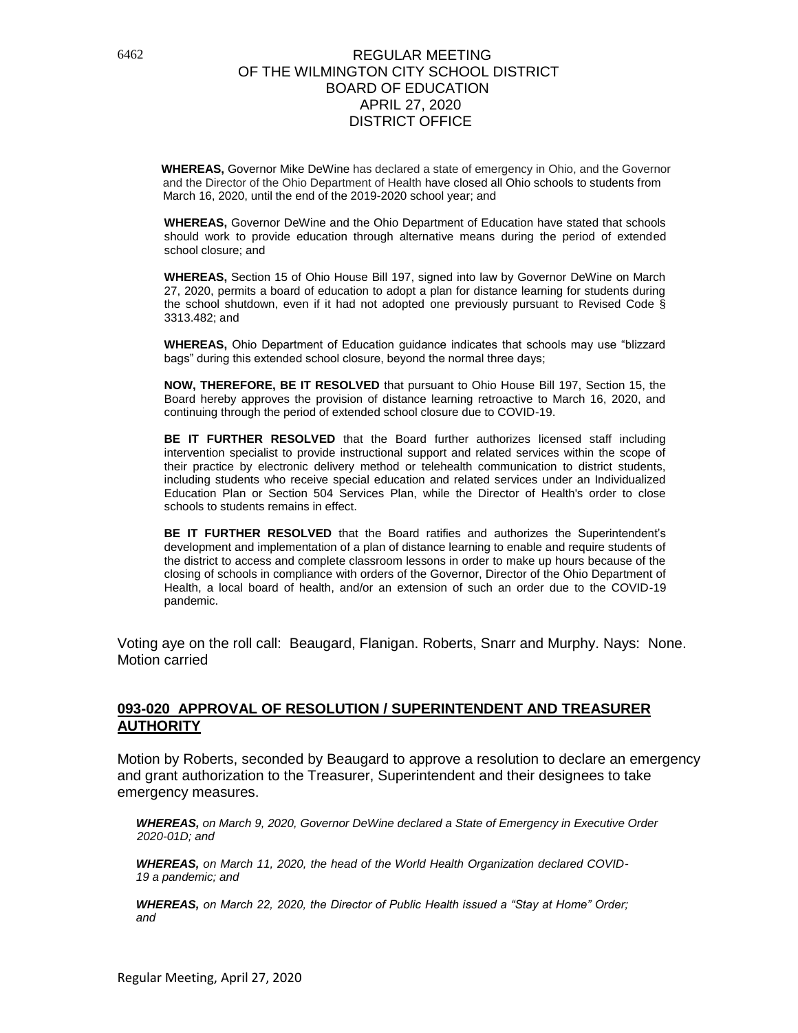WHEREAS, Governor Mike DeWine has declared a state of emergency in Ohio, and the Governor and the Director of the Ohio Department of Health have closed all Ohio schools to students from March 16, 2020, until the end of the 2019-2020 school year; and

**WHEREAS,** Governor DeWine and the Ohio Department of Education have stated that schools should work to provide education through alternative means during the period of extended school closure; and

**WHEREAS,** Section 15 of Ohio House Bill 197, signed into law by Governor DeWine on March 27, 2020, permits a board of education to adopt a plan for distance learning for students during the school shutdown, even if it had not adopted one previously pursuant to Revised Code § 3313.482; and

**WHEREAS,** Ohio Department of Education guidance indicates that schools may use "blizzard bags" during this extended school closure, beyond the normal three days;

**NOW, THEREFORE, BE IT RESOLVED** that pursuant to Ohio House Bill 197, Section 15, the Board hereby approves the provision of distance learning retroactive to March 16, 2020, and continuing through the period of extended school closure due to COVID-19.

**BE IT FURTHER RESOLVED** that the Board further authorizes licensed staff including intervention specialist to provide instructional support and related services within the scope of their practice by electronic delivery method or telehealth communication to district students, including students who receive special education and related services under an Individualized Education Plan or Section 504 Services Plan, while the Director of Health's order to close schools to students remains in effect.

**BE IT FURTHER RESOLVED** that the Board ratifies and authorizes the Superintendent's development and implementation of a plan of distance learning to enable and require students of the district to access and complete classroom lessons in order to make up hours because of the closing of schools in compliance with orders of the Governor, Director of the Ohio Department of Health, a local board of health, and/or an extension of such an order due to the COVID-19 pandemic.

Voting aye on the roll call: Beaugard, Flanigan. Roberts, Snarr and Murphy. Nays: None. Motion carried

## 093-020 APPROVAL OF RESOLUTION / SUPERINTENDENT AND TREASURER AUTHORITY

Motion by Roberts, seconded by Beaugard to approve a resolution to declare an emergency and grant authorization to the Treasurer, Superintendent and their designees to take emergency measures.

***WHEREAS,*** *on March 9, 2020, Governor DeWine declared a State of Emergency in Executive Order 2020-01D; and*

***WHEREAS,*** *on March 11, 2020, the head of the World Health Organization declared COVID-19 a pandemic; and*

***WHEREAS,*** *on March 22, 2020, the Director of Public Health issued a "Stay at Home" Order; and*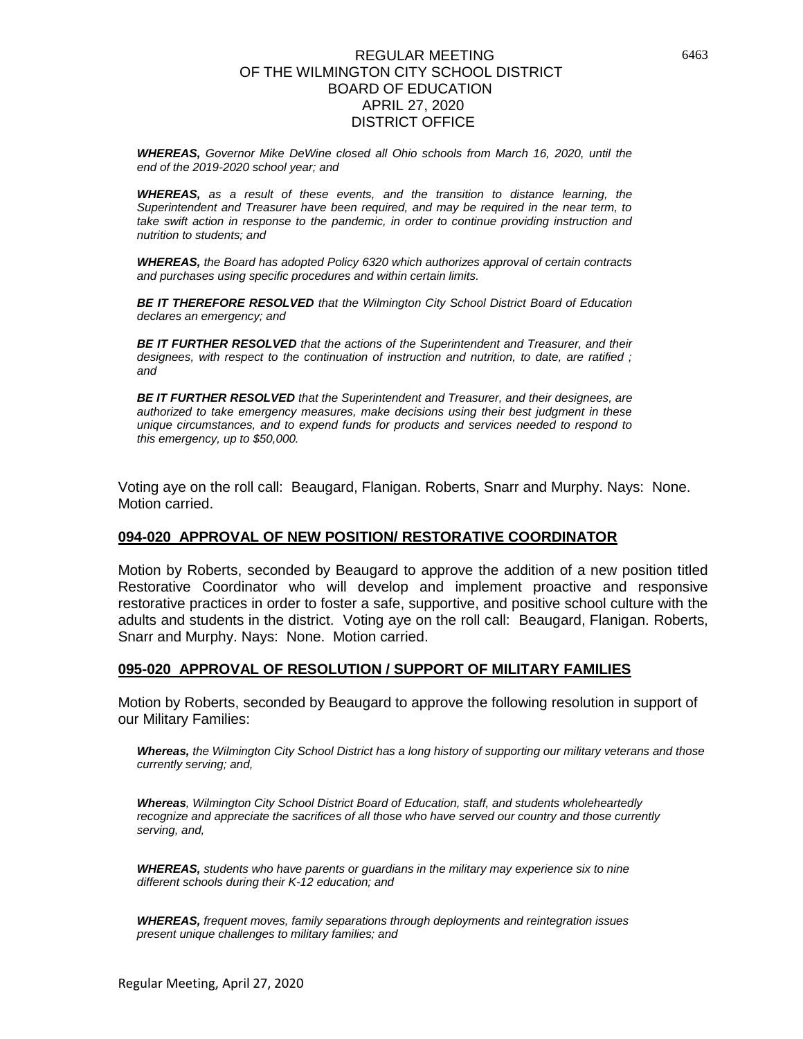*__WHEREAS,__ Governor Mike DeWine closed all Ohio schools from March 16, 2020, until the end of the 2019-2020 school year; and*

*__WHEREAS,__ as a result of these events, and the transition to distance learning, the Superintendent and Treasurer have been required, and may be required in the near term, to take swift action in response to the pandemic, in order to continue providing instruction and nutrition to students; and*

*__WHEREAS,__ the Board has adopted Policy 6320 which authorizes approval of certain contracts and purchases using specific procedures and within certain limits.*

*__BE IT THEREFORE RESOLVED__ that the Wilmington City School District Board of Education declares an emergency; and*

*__BE IT FURTHER RESOLVED__ that the actions of the Superintendent and Treasurer, and their designees, with respect to the continuation of instruction and nutrition, to date, are ratified ; and*

*__BE IT FURTHER RESOLVED__ that the Superintendent and Treasurer, and their designees, are authorized to take emergency measures, make decisions using their best judgment in these unique circumstances, and to expend funds for products and services needed to respond to this emergency, up to $50,000.*

Voting aye on the roll call: Beaugard, Flanigan. Roberts, Snarr and Murphy. Nays: None. Motion carried.

## 094-020 APPROVAL OF NEW POSITION/ RESTORATIVE COORDINATOR

Motion by Roberts, seconded by Beaugard to approve the addition of a new position titled Restorative Coordinator who will develop and implement proactive and responsive restorative practices in order to foster a safe, supportive, and positive school culture with the adults and students in the district. Voting aye on the roll call: Beaugard, Flanigan. Roberts, Snarr and Murphy. Nays: None. Motion carried.

## 095-020 APPROVAL OF RESOLUTION / SUPPORT OF MILITARY FAMILIES

Motion by Roberts, seconded by Beaugard to approve the following resolution in support of our Military Families:

*__Whereas,__ the Wilmington City School District has a long history of supporting our military veterans and those currently serving; and,*

*__Whereas__, Wilmington City School District Board of Education, staff, and students wholeheartedly recognize and appreciate the sacrifices of all those who have served our country and those currently serving, and,*

*__WHEREAS,__ students who have parents or guardians in the military may experience six to nine different schools during their K-12 education; and*

*__WHEREAS,__ frequent moves, family separations through deployments and reintegration issues present unique challenges to military families; and*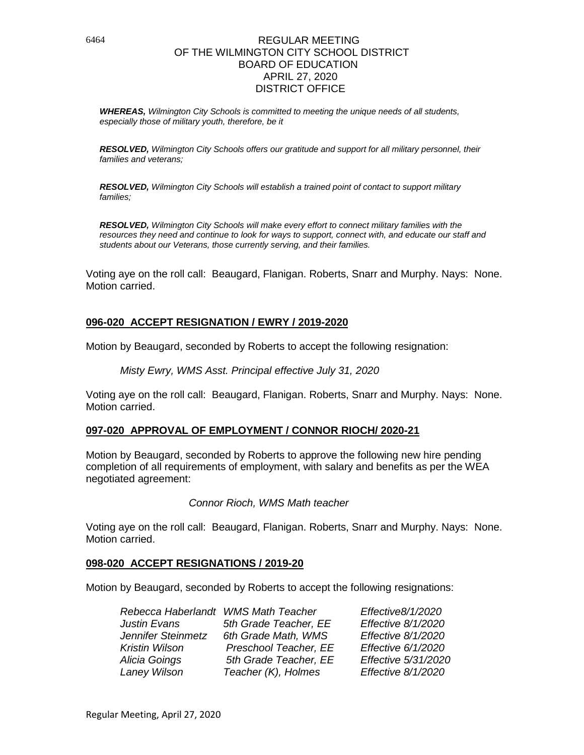REGULAR MEETING
OF THE WILMINGTON CITY SCHOOL DISTRICT
BOARD OF EDUCATION
APRIL 27, 2020
DISTRICT OFFICE

***WHEREAS,*** *Wilmington City Schools is committed to meeting the unique needs of all students, especially those of military youth, therefore, be it*

***RESOLVED,*** *Wilmington City Schools offers our gratitude and support for all military personnel, their families and veterans;*

***RESOLVED,*** *Wilmington City Schools will establish a trained point of contact to support military families;*

***RESOLVED,*** *Wilmington City Schools will make every effort to connect military families with the resources they need and continue to look for ways to support, connect with, and educate our staff and students about our Veterans, those currently serving, and their families.*

Voting aye on the roll call: Beaugard, Flanigan. Roberts, Snarr and Murphy. Nays: None. Motion carried.

**096-020 ACCEPT RESIGNATION / EWRY / 2019-2020**

Motion by Beaugard, seconded by Roberts to accept the following resignation:

*Misty Ewry, WMS Asst. Principal effective July 31, 2020*

Voting aye on the roll call: Beaugard, Flanigan. Roberts, Snarr and Murphy. Nays: None. Motion carried.

**097-020 APPROVAL OF EMPLOYMENT / CONNOR RIOCH/ 2020-21**

Motion by Beaugard, seconded by Roberts to approve the following new hire pending completion of all requirements of employment, with salary and benefits as per the WEA negotiated agreement:

*Connor Rioch, WMS Math teacher*

Voting aye on the roll call: Beaugard, Flanigan. Roberts, Snarr and Murphy. Nays: None. Motion carried.

**098-020 ACCEPT RESIGNATIONS / 2019-20**

Motion by Beaugard, seconded by Roberts to accept the following resignations:

| | | |
|---|---|---|
| *Rebecca Haberlandt* | *WMS Math Teacher* | *Effective8/1/2020* |
| *Justin Evans* | *5th Grade Teacher, EE* | *Effective 8/1/2020* |
| *Jennifer Steinmetz* | *6th Grade Math, WMS* | *Effective 8/1/2020* |
| *Kristin Wilson* | *Preschool Teacher, EE* | *Effective 6/1/2020* |
| *Alicia Goings* | *5th Grade Teacher, EE* | *Effective 5/31/2020* |
| *Laney Wilson* | *Teacher (K), Holmes* | *Effective 8/1/2020* |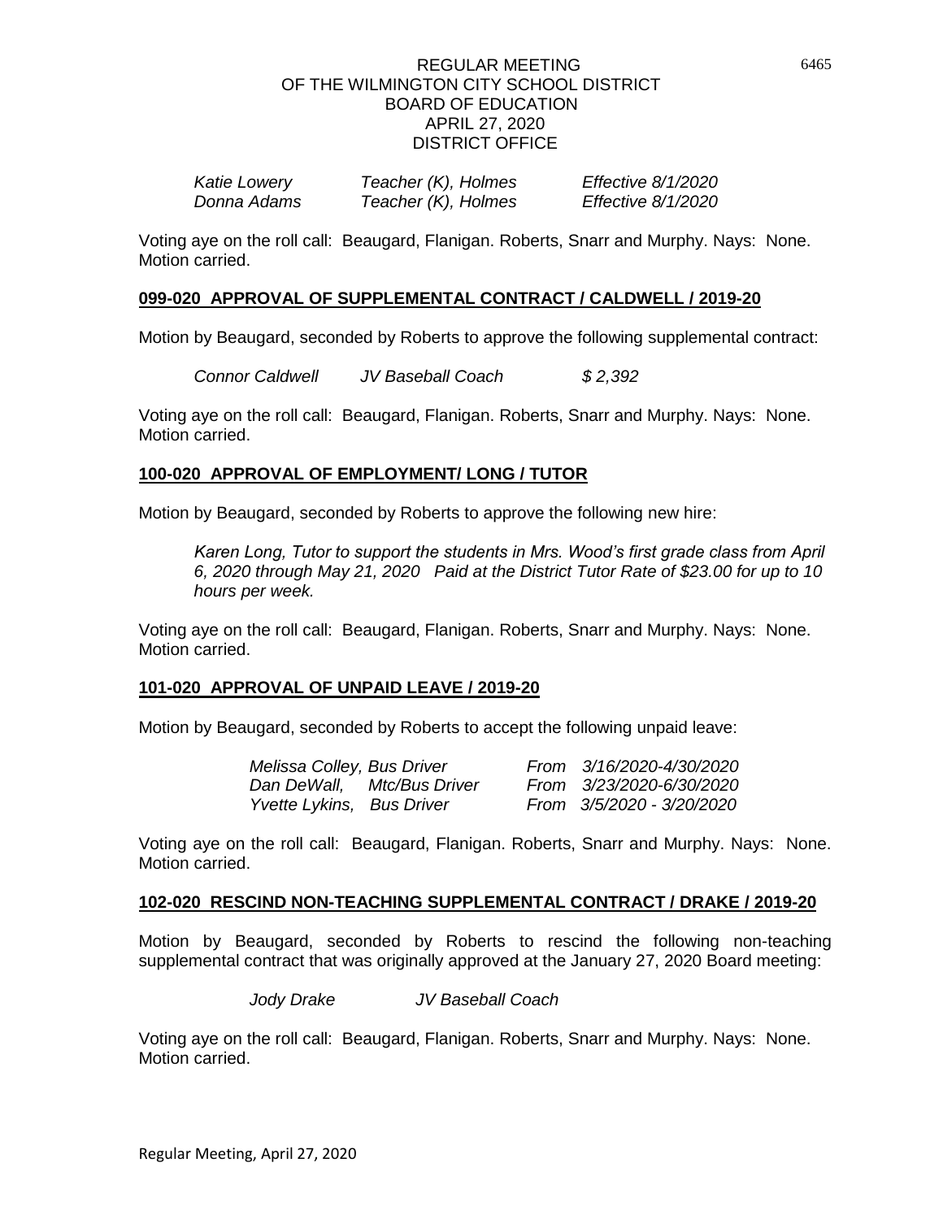REGULAR MEETING
OF THE WILMINGTON CITY SCHOOL DISTRICT
BOARD OF EDUCATION
APRIL 27, 2020
DISTRICT OFFICE

| | | |
|---|---|---|
| *Katie Lowery* | *Teacher (K), Holmes* | *Effective 8/1/2020* |
| *Donna Adams* | *Teacher (K), Holmes* | *Effective 8/1/2020* |

Voting aye on the roll call: Beaugard, Flanigan. Roberts, Snarr and Murphy. Nays: None. Motion carried.

**099-020 APPROVAL OF SUPPLEMENTAL CONTRACT / CALDWELL / 2019-20**

Motion by Beaugard, seconded by Roberts to approve the following supplemental contract:

*Connor Caldwell JV Baseball Coach $ 2,392*

Voting aye on the roll call: Beaugard, Flanigan. Roberts, Snarr and Murphy. Nays: None. Motion carried.

**100-020 APPROVAL OF EMPLOYMENT/ LONG / TUTOR**

Motion by Beaugard, seconded by Roberts to approve the following new hire:

*Karen Long, Tutor to support the students in Mrs. Wood's first grade class from April 6, 2020 through May 21, 2020 Paid at the District Tutor Rate of $23.00 for up to 10 hours per week.*

Voting aye on the roll call: Beaugard, Flanigan. Roberts, Snarr and Murphy. Nays: None. Motion carried.

**101-020 APPROVAL OF UNPAID LEAVE / 2019-20**

Motion by Beaugard, seconded by Roberts to accept the following unpaid leave:

| | |
|---|---|
| *Melissa Colley, Bus Driver* | *From 3/16/2020-4/30/2020* |
| *Dan DeWall, Mtc/Bus Driver* | *From 3/23/2020-6/30/2020* |
| *Yvette Lykins, Bus Driver* | *From 3/5/2020 - 3/20/2020* |

Voting aye on the roll call: Beaugard, Flanigan. Roberts, Snarr and Murphy. Nays: None. Motion carried.

**102-020 RESCIND NON-TEACHING SUPPLEMENTAL CONTRACT / DRAKE / 2019-20**

Motion by Beaugard, seconded by Roberts to rescind the following non-teaching supplemental contract that was originally approved at the January 27, 2020 Board meeting:

*Jody Drake JV Baseball Coach*

Voting aye on the roll call: Beaugard, Flanigan. Roberts, Snarr and Murphy. Nays: None. Motion carried.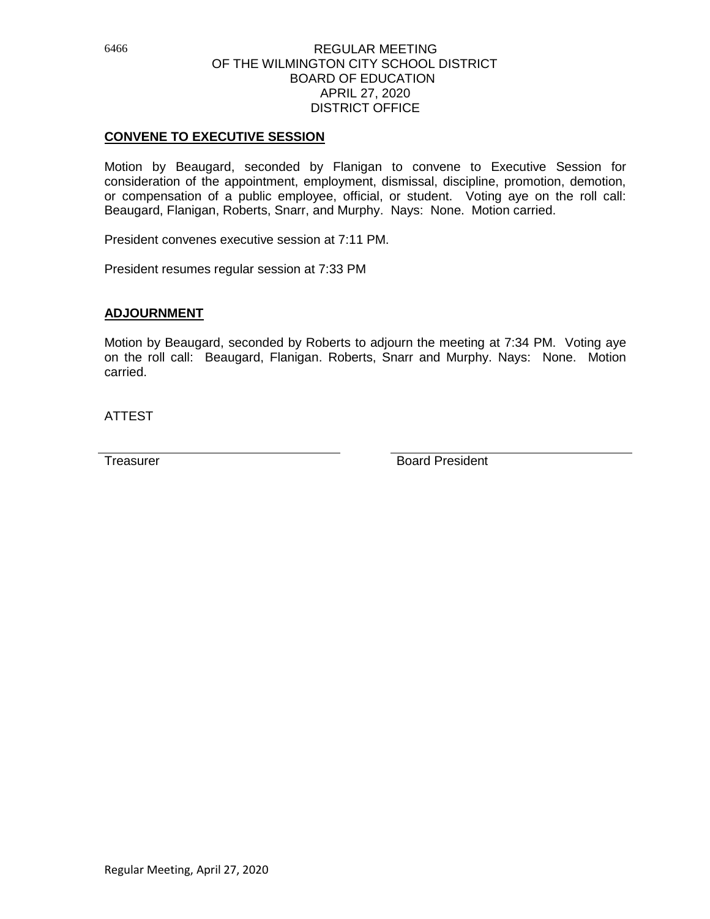REGULAR MEETING
OF THE WILMINGTON CITY SCHOOL DISTRICT
BOARD OF EDUCATION
APRIL 27, 2020
DISTRICT OFFICE

**CONVENE TO EXECUTIVE SESSION**

Motion by Beaugard, seconded by Flanigan to convene to Executive Session for consideration of the appointment, employment, dismissal, discipline, promotion, demotion, or compensation of a public employee, official, or student. Voting aye on the roll call: Beaugard, Flanigan, Roberts, Snarr, and Murphy. Nays: None. Motion carried.

President convenes executive session at 7:11 PM.

President resumes regular session at 7:33 PM

**ADJOURNMENT**

Motion by Beaugard, seconded by Roberts to adjourn the meeting at 7:34 PM. Voting aye on the roll call: Beaugard, Flanigan. Roberts, Snarr and Murphy. Nays: None. Motion carried.

ATTEST

______________________________ ______________________________
Treasurer Board President